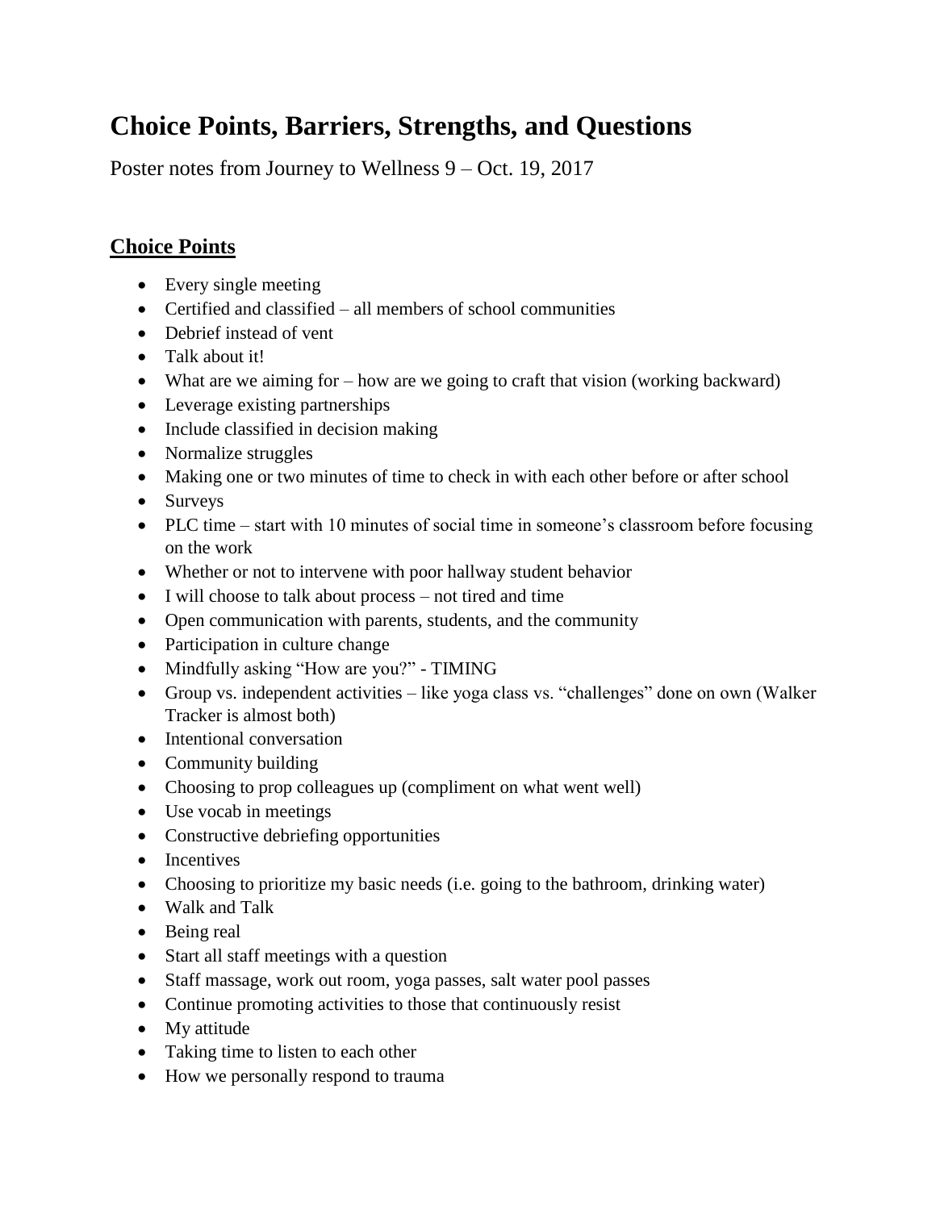# Choice Points, Barriers, Strengths, and Questions

Poster notes from Journey to Wellness 9 – Oct. 19, 2017

## Choice Points

- Every single meeting
- Certified and classified – all members of school communities
- Debrief instead of vent
- Talk about it!
- What are we aiming for – how are we going to craft that vision (working backward)
- Leverage existing partnerships
- Include classified in decision making
- Normalize struggles
- Making one or two minutes of time to check in with each other before or after school
- Surveys
- PLC time – start with 10 minutes of social time in someone's classroom before focusing on the work
- Whether or not to intervene with poor hallway student behavior
- I will choose to talk about process – not tired and time
- Open communication with parents, students, and the community
- Participation in culture change
- Mindfully asking "How are you?" - TIMING
- Group vs. independent activities – like yoga class vs. "challenges" done on own (Walker Tracker is almost both)
- Intentional conversation
- Community building
- Choosing to prop colleagues up (compliment on what went well)
- Use vocab in meetings
- Constructive debriefing opportunities
- Incentives
- Choosing to prioritize my basic needs (i.e. going to the bathroom, drinking water)
- Walk and Talk
- Being real
- Start all staff meetings with a question
- Staff massage, work out room, yoga passes, salt water pool passes
- Continue promoting activities to those that continuously resist
- My attitude
- Taking time to listen to each other
- How we personally respond to trauma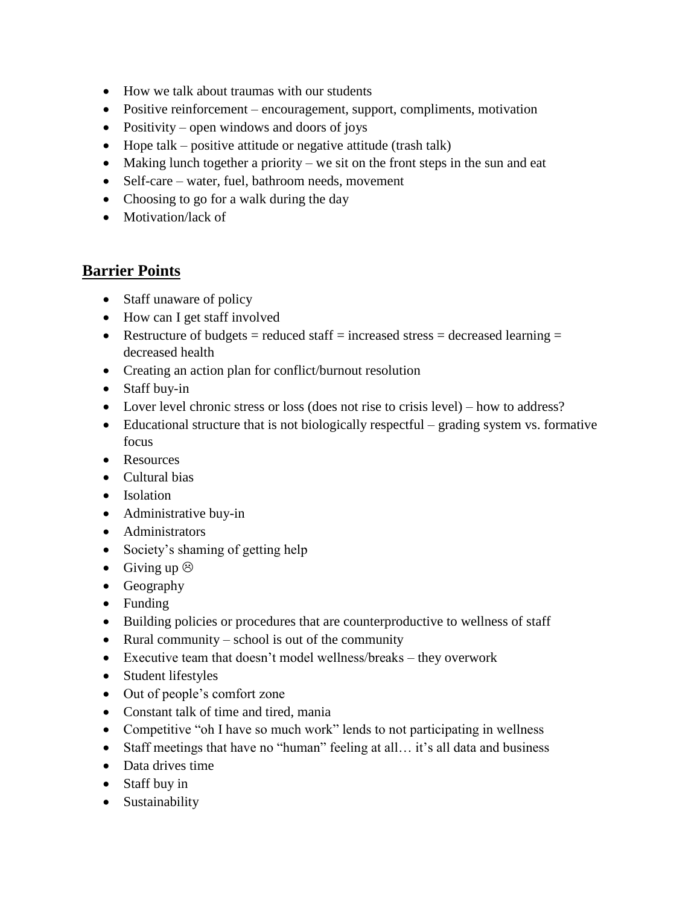- How we talk about traumas with our students
- Positive reinforcement – encouragement, support, compliments, motivation
- Positivity – open windows and doors of joys
- Hope talk – positive attitude or negative attitude (trash talk)
- Making lunch together a priority – we sit on the front steps in the sun and eat
- Self-care – water, fuel, bathroom needs, movement
- Choosing to go for a walk during the day
- Motivation/lack of

## Barrier Points

- Staff unaware of policy
- How can I get staff involved
- Restructure of budgets = reduced staff = increased stress = decreased learning = decreased health
- Creating an action plan for conflict/burnout resolution
- Staff buy-in
- Lover level chronic stress or loss (does not rise to crisis level) – how to address?
- Educational structure that is not biologically respectful – grading system vs. formative focus
- Resources
- Cultural bias
- Isolation
- Administrative buy-in
- Administrators
- Society's shaming of getting help
- Giving up ☹
- Geography
- Funding
- Building policies or procedures that are counterproductive to wellness of staff
- Rural community – school is out of the community
- Executive team that doesn't model wellness/breaks – they overwork
- Student lifestyles
- Out of people's comfort zone
- Constant talk of time and tired, mania
- Competitive "oh I have so much work" lends to not participating in wellness
- Staff meetings that have no "human" feeling at all… it's all data and business
- Data drives time
- Staff buy in
- Sustainability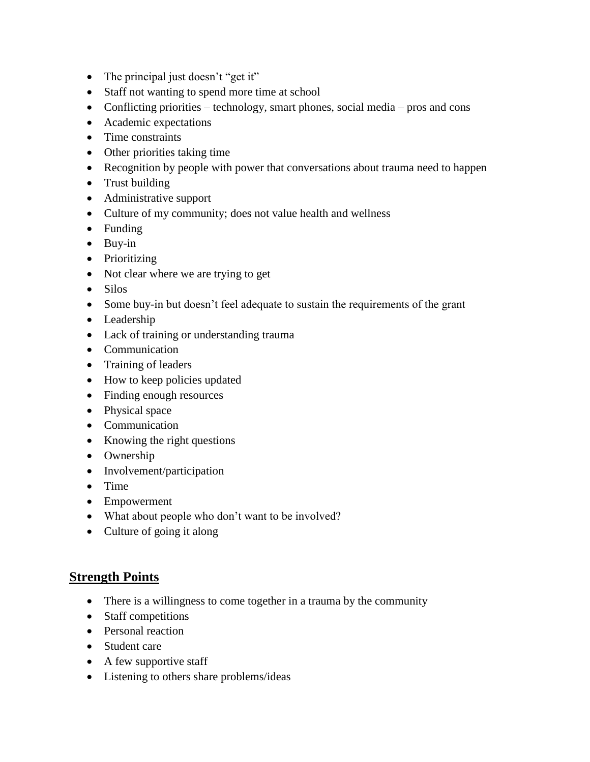- The principal just doesn't "get it"
- Staff not wanting to spend more time at school
- Conflicting priorities – technology, smart phones, social media – pros and cons
- Academic expectations
- Time constraints
- Other priorities taking time
- Recognition by people with power that conversations about trauma need to happen
- Trust building
- Administrative support
- Culture of my community; does not value health and wellness
- Funding
- Buy-in
- Prioritizing
- Not clear where we are trying to get
- Silos
- Some buy-in but doesn't feel adequate to sustain the requirements of the grant
- Leadership
- Lack of training or understanding trauma
- Communication
- Training of leaders
- How to keep policies updated
- Finding enough resources
- Physical space
- Communication
- Knowing the right questions
- Ownership
- Involvement/participation
- Time
- Empowerment
- What about people who don't want to be involved?
- Culture of going it along

## Strength Points

- There is a willingness to come together in a trauma by the community
- Staff competitions
- Personal reaction
- Student care
- A few supportive staff
- Listening to others share problems/ideas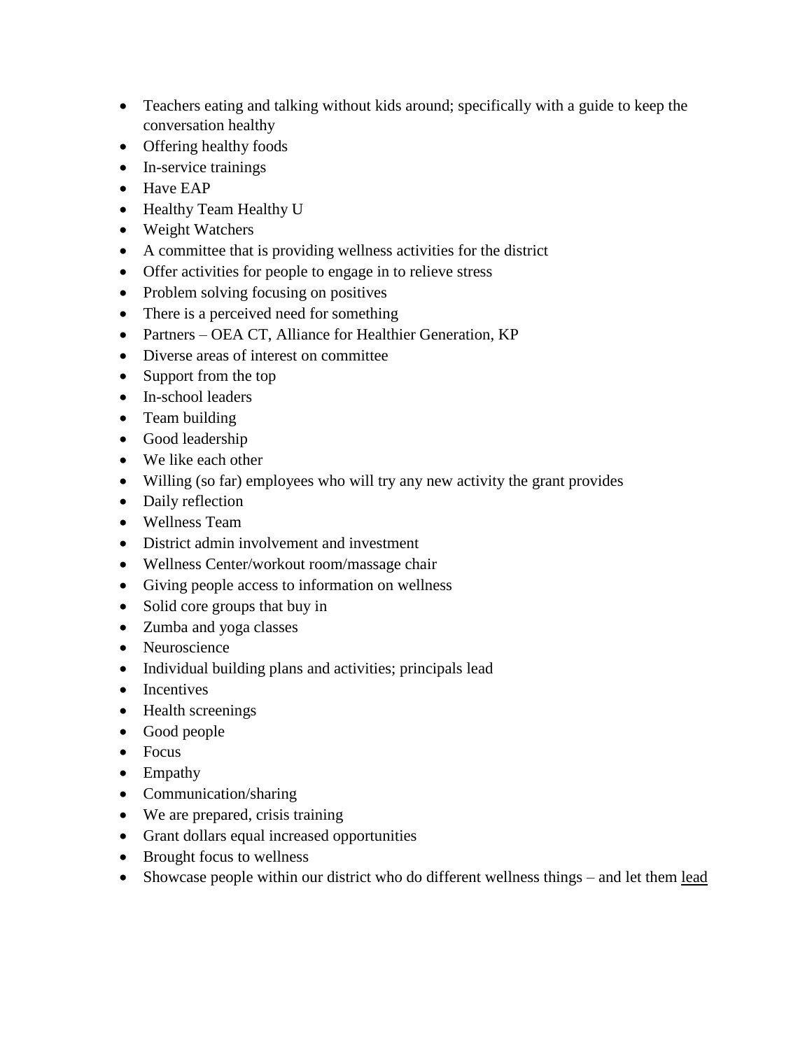- Teachers eating and talking without kids around; specifically with a guide to keep the conversation healthy
- Offering healthy foods
- In-service trainings
- Have EAP
- Healthy Team Healthy U
- Weight Watchers
- A committee that is providing wellness activities for the district
- Offer activities for people to engage in to relieve stress
- Problem solving focusing on positives
- There is a perceived need for something
- Partners – OEA CT, Alliance for Healthier Generation, KP
- Diverse areas of interest on committee
- Support from the top
- In-school leaders
- Team building
- Good leadership
- We like each other
- Willing (so far) employees who will try any new activity the grant provides
- Daily reflection
- Wellness Team
- District admin involvement and investment
- Wellness Center/workout room/massage chair
- Giving people access to information on wellness
- Solid core groups that buy in
- Zumba and yoga classes
- Neuroscience
- Individual building plans and activities; principals lead
- Incentives
- Health screenings
- Good people
- Focus
- Empathy
- Communication/sharing
- We are prepared, crisis training
- Grant dollars equal increased opportunities
- Brought focus to wellness
- Showcase people within our district who do different wellness things – and let them lead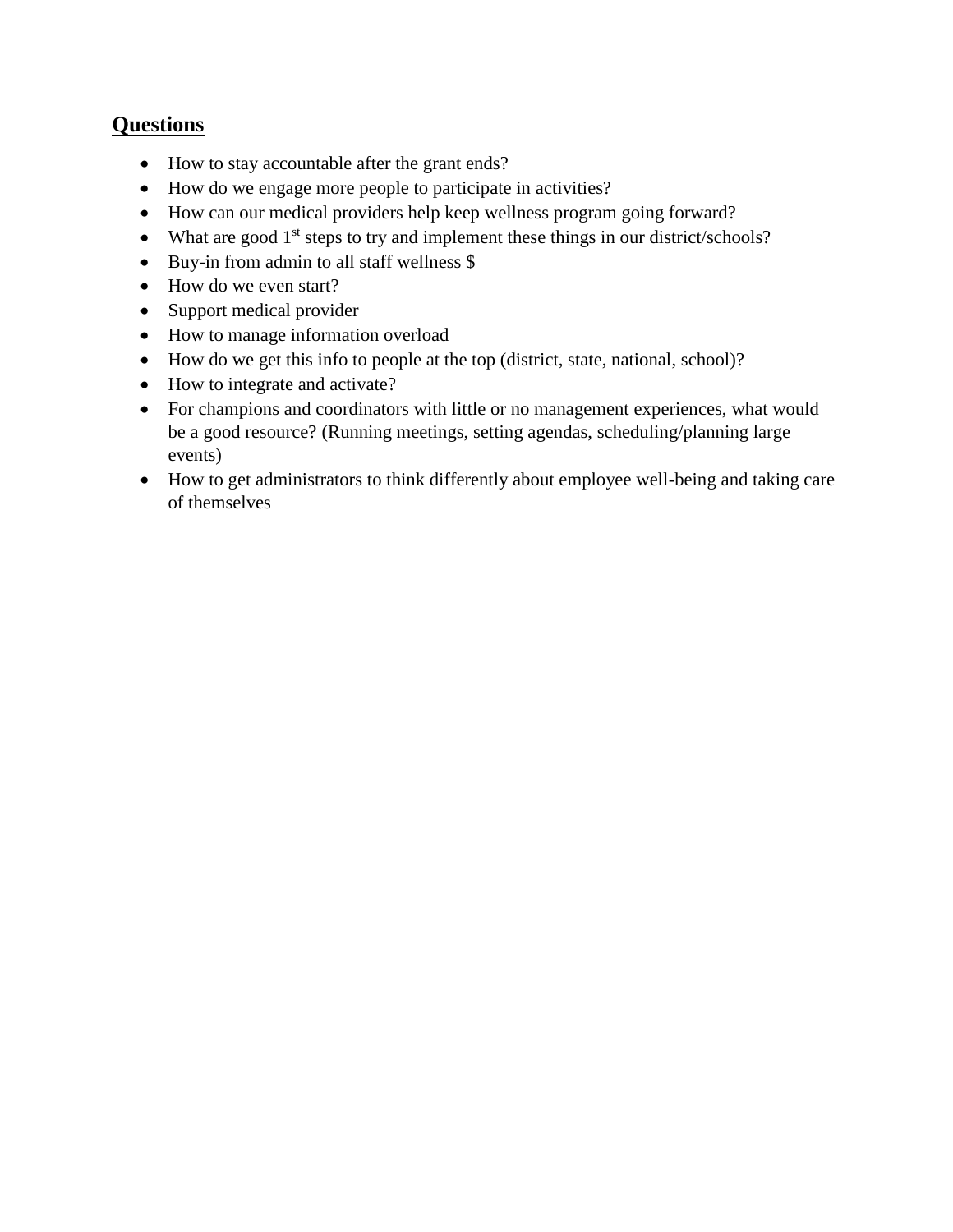## Questions

- How to stay accountable after the grant ends?
- How do we engage more people to participate in activities?
- How can our medical providers help keep wellness program going forward?
- What are good 1st steps to try and implement these things in our district/schools?
- Buy-in from admin to all staff wellness $
- How do we even start?
- Support medical provider
- How to manage information overload
- How do we get this info to people at the top (district, state, national, school)?
- How to integrate and activate?
- For champions and coordinators with little or no management experiences, what would be a good resource? (Running meetings, setting agendas, scheduling/planning large events)
- How to get administrators to think differently about employee well-being and taking care of themselves